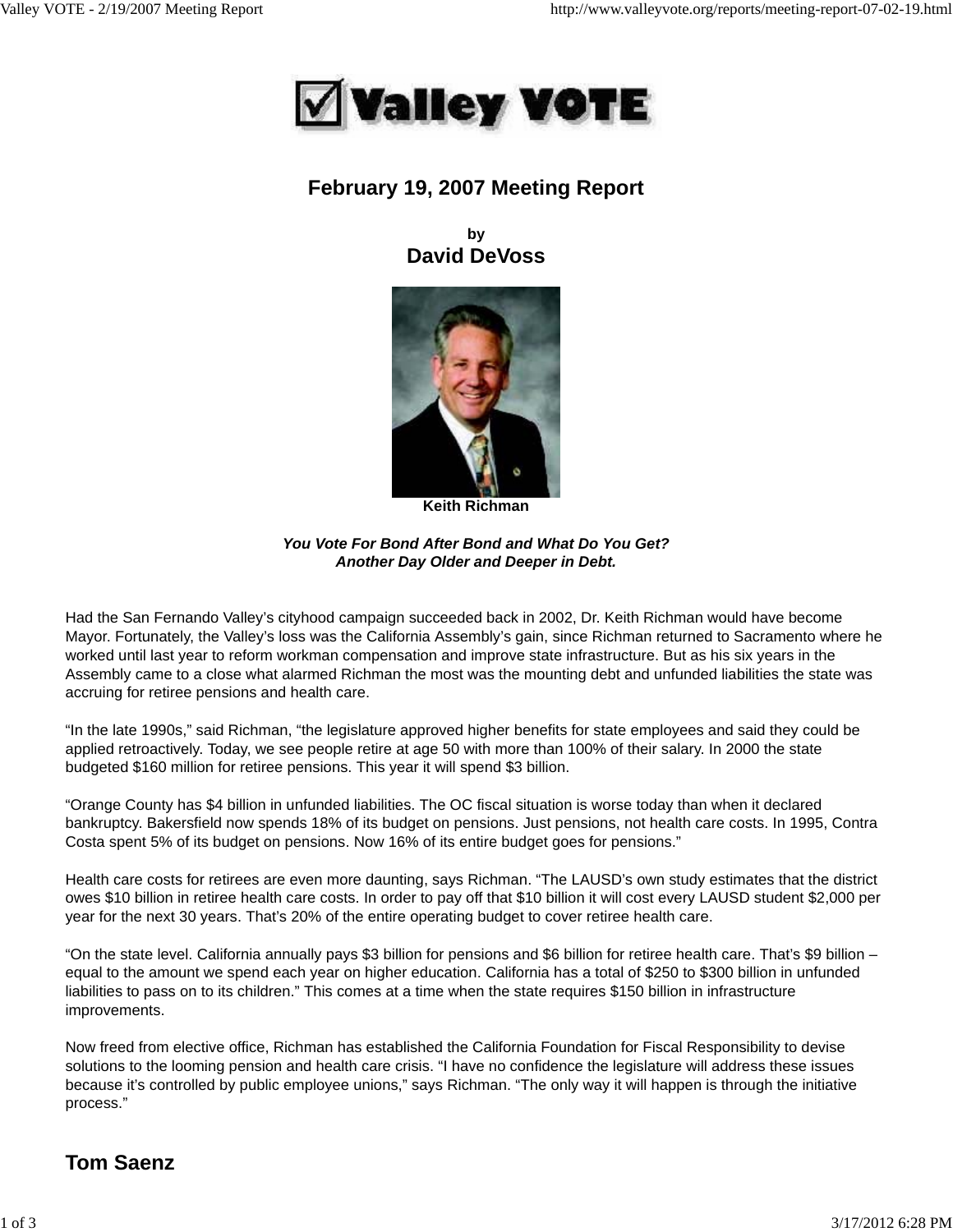# Valley VOTE

## February 19, 2007 Meeting Report

**by**
**David DeVoss**

**Keith Richman**

***You Vote For Bond After Bond and What Do You Get?***
***Another Day Older and Deeper in Debt.***

Had the San Fernando Valley's cityhood campaign succeeded back in 2002, Dr. Keith Richman would have become Mayor. Fortunately, the Valley's loss was the California Assembly's gain, since Richman returned to Sacramento where he worked until last year to reform workman compensation and improve state infrastructure. But as his six years in the Assembly came to a close what alarmed Richman the most was the mounting debt and unfunded liabilities the state was accruing for retiree pensions and health care.

"In the late 1990s," said Richman, "the legislature approved higher benefits for state employees and said they could be applied retroactively. Today, we see people retire at age 50 with more than 100% of their salary. In 2000 the state budgeted $160 million for retiree pensions. This year it will spend $3 billion.

"Orange County has $4 billion in unfunded liabilities. The OC fiscal situation is worse today than when it declared bankruptcy. Bakersfield now spends 18% of its budget on pensions. Just pensions, not health care costs. In 1995, Contra Costa spent 5% of its budget on pensions. Now 16% of its entire budget goes for pensions."

Health care costs for retirees are even more daunting, says Richman. "The LAUSD's own study estimates that the district owes $10 billion in retiree health care costs. In order to pay off that $10 billion it will cost every LAUSD student $2,000 per year for the next 30 years. That's 20% of the entire operating budget to cover retiree health care.

"On the state level. California annually pays $3 billion for pensions and $6 billion for retiree health care. That's $9 billion – equal to the amount we spend each year on higher education. California has a total of $250 to $300 billion in unfunded liabilities to pass on to its children." This comes at a time when the state requires $150 billion in infrastructure improvements.

Now freed from elective office, Richman has established the California Foundation for Fiscal Responsibility to devise solutions to the looming pension and health care crisis. "I have no confidence the legislature will address these issues because it's controlled by public employee unions," says Richman. "The only way it will happen is through the initiative process."

## Tom Saenz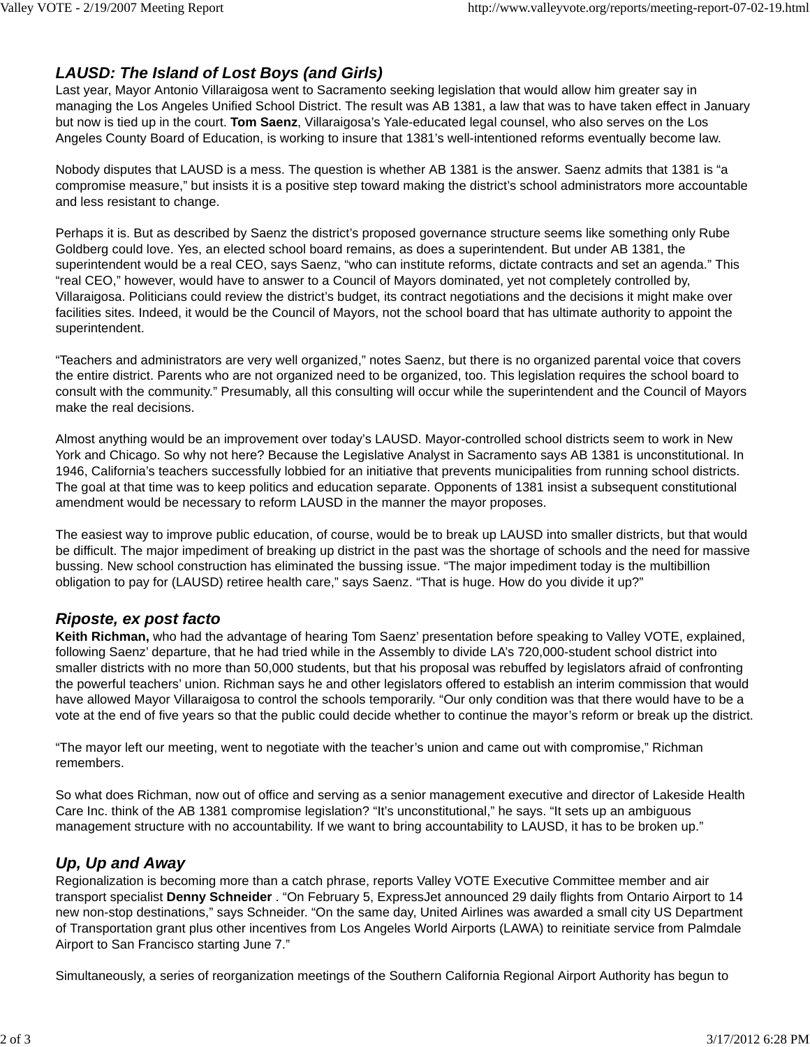### *LAUSD: The Island of Lost Boys (and Girls)*

Last year, Mayor Antonio Villaraigosa went to Sacramento seeking legislation that would allow him greater say in managing the Los Angeles Unified School District. The result was AB 1381, a law that was to have taken effect in January but now is tied up in the court. **Tom Saenz**, Villaraigosa's Yale-educated legal counsel, who also serves on the Los Angeles County Board of Education, is working to insure that 1381's well-intentioned reforms eventually become law.

Nobody disputes that LAUSD is a mess. The question is whether AB 1381 is the answer. Saenz admits that 1381 is "a compromise measure," but insists it is a positive step toward making the district's school administrators more accountable and less resistant to change.

Perhaps it is. But as described by Saenz the district's proposed governance structure seems like something only Rube Goldberg could love. Yes, an elected school board remains, as does a superintendent. But under AB 1381, the superintendent would be a real CEO, says Saenz, "who can institute reforms, dictate contracts and set an agenda." This "real CEO," however, would have to answer to a Council of Mayors dominated, yet not completely controlled by, Villaraigosa. Politicians could review the district's budget, its contract negotiations and the decisions it might make over facilities sites. Indeed, it would be the Council of Mayors, not the school board that has ultimate authority to appoint the superintendent.

"Teachers and administrators are very well organized," notes Saenz, but there is no organized parental voice that covers the entire district. Parents who are not organized need to be organized, too. This legislation requires the school board to consult with the community." Presumably, all this consulting will occur while the superintendent and the Council of Mayors make the real decisions.

Almost anything would be an improvement over today's LAUSD. Mayor-controlled school districts seem to work in New York and Chicago. So why not here? Because the Legislative Analyst in Sacramento says AB 1381 is unconstitutional. In 1946, California's teachers successfully lobbied for an initiative that prevents municipalities from running school districts. The goal at that time was to keep politics and education separate. Opponents of 1381 insist a subsequent constitutional amendment would be necessary to reform LAUSD in the manner the mayor proposes.

The easiest way to improve public education, of course, would be to break up LAUSD into smaller districts, but that would be difficult. The major impediment of breaking up district in the past was the shortage of schools and the need for massive bussing. New school construction has eliminated the bussing issue. "The major impediment today is the multibillion obligation to pay for (LAUSD) retiree health care," says Saenz. "That is huge. How do you divide it up?"

### *Riposte, ex post facto*

**Keith Richman,** who had the advantage of hearing Tom Saenz' presentation before speaking to Valley VOTE, explained, following Saenz' departure, that he had tried while in the Assembly to divide LA's 720,000-student school district into smaller districts with no more than 50,000 students, but that his proposal was rebuffed by legislators afraid of confronting the powerful teachers' union. Richman says he and other legislators offered to establish an interim commission that would have allowed Mayor Villaraigosa to control the schools temporarily. "Our only condition was that there would have to be a vote at the end of five years so that the public could decide whether to continue the mayor's reform or break up the district.

"The mayor left our meeting, went to negotiate with the teacher's union and came out with compromise," Richman remembers.

So what does Richman, now out of office and serving as a senior management executive and director of Lakeside Health Care Inc. think of the AB 1381 compromise legislation? "It's unconstitutional," he says. "It sets up an ambiguous management structure with no accountability. If we want to bring accountability to LAUSD, it has to be broken up."

### *Up, Up and Away*

Regionalization is becoming more than a catch phrase, reports Valley VOTE Executive Committee member and air transport specialist **Denny Schneider** . "On February 5, ExpressJet announced 29 daily flights from Ontario Airport to 14 new non-stop destinations," says Schneider. "On the same day, United Airlines was awarded a small city US Department of Transportation grant plus other incentives from Los Angeles World Airports (LAWA) to reinitiate service from Palmdale Airport to San Francisco starting June 7."

Simultaneously, a series of reorganization meetings of the Southern California Regional Airport Authority has begun to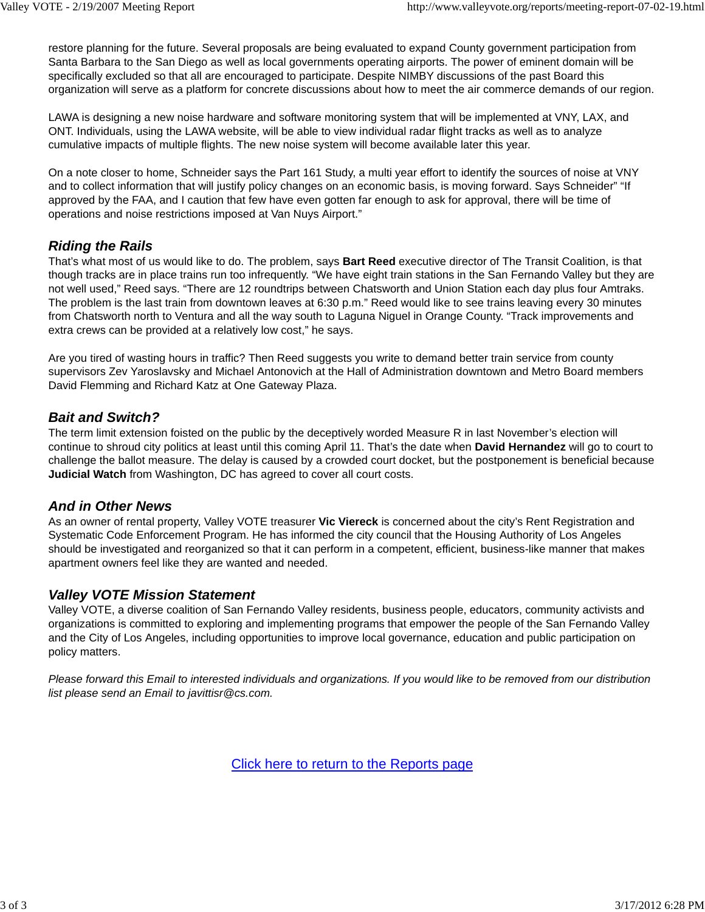restore planning for the future. Several proposals are being evaluated to expand County government participation from Santa Barbara to the San Diego as well as local governments operating airports. The power of eminent domain will be specifically excluded so that all are encouraged to participate. Despite NIMBY discussions of the past Board this organization will serve as a platform for concrete discussions about how to meet the air commerce demands of our region.

LAWA is designing a new noise hardware and software monitoring system that will be implemented at VNY, LAX, and ONT. Individuals, using the LAWA website, will be able to view individual radar flight tracks as well as to analyze cumulative impacts of multiple flights. The new noise system will become available later this year.

On a note closer to home, Schneider says the Part 161 Study, a multi year effort to identify the sources of noise at VNY and to collect information that will justify policy changes on an economic basis, is moving forward. Says Schneider" "If approved by the FAA, and I caution that few have even gotten far enough to ask for approval, there will be time of operations and noise restrictions imposed at Van Nuys Airport."

### *Riding the Rails*

That's what most of us would like to do. The problem, says **Bart Reed** executive director of The Transit Coalition, is that though tracks are in place trains run too infrequently. "We have eight train stations in the San Fernando Valley but they are not well used," Reed says. "There are 12 roundtrips between Chatsworth and Union Station each day plus four Amtraks. The problem is the last train from downtown leaves at 6:30 p.m." Reed would like to see trains leaving every 30 minutes from Chatsworth north to Ventura and all the way south to Laguna Niguel in Orange County. "Track improvements and extra crews can be provided at a relatively low cost," he says.

Are you tired of wasting hours in traffic? Then Reed suggests you write to demand better train service from county supervisors Zev Yaroslavsky and Michael Antonovich at the Hall of Administration downtown and Metro Board members David Flemming and Richard Katz at One Gateway Plaza.

### *Bait and Switch?*

The term limit extension foisted on the public by the deceptively worded Measure R in last November's election will continue to shroud city politics at least until this coming April 11. That's the date when **David Hernandez** will go to court to challenge the ballot measure. The delay is caused by a crowded court docket, but the postponement is beneficial because **Judicial Watch** from Washington, DC has agreed to cover all court costs.

### *And in Other News*

As an owner of rental property, Valley VOTE treasurer **Vic Viereck** is concerned about the city's Rent Registration and Systematic Code Enforcement Program. He has informed the city council that the Housing Authority of Los Angeles should be investigated and reorganized so that it can perform in a competent, efficient, business-like manner that makes apartment owners feel like they are wanted and needed.

### *Valley VOTE Mission Statement*

Valley VOTE, a diverse coalition of San Fernando Valley residents, business people, educators, community activists and organizations is committed to exploring and implementing programs that empower the people of the San Fernando Valley and the City of Los Angeles, including opportunities to improve local governance, education and public participation on policy matters.

*Please forward this Email to interested individuals and organizations. If you would like to be removed from our distribution list please send an Email to javittisr@cs.com.*

Click here to return to the Reports page